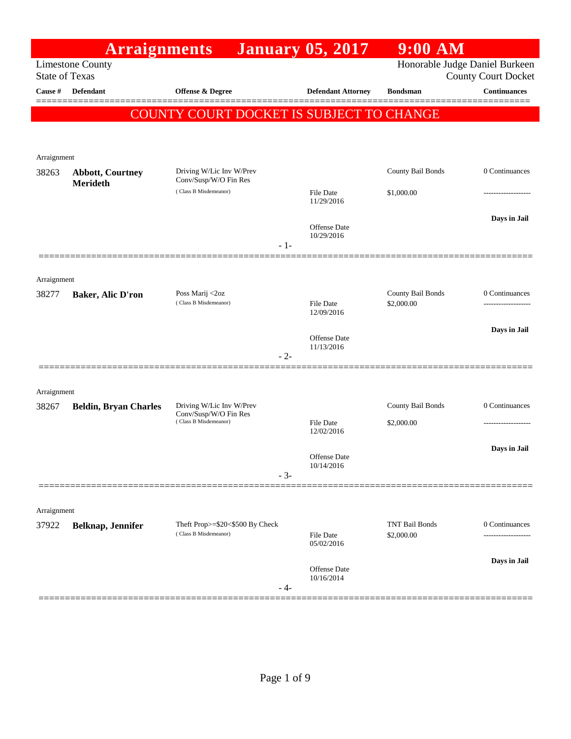# Arraignments January 05, 2017 9:00 AM

Limestone County
State of Texas

Honorable Judge Daniel Burkeen
County Court Docket

| Cause # | Defendant | Offense & Degree | Defendant Attorney | Bondsman | Continuances |
|---|---|---|---|---|---|

**COUNTY COURT DOCKET IS SUBJECT TO CHANGE**

Arraignment

| Cause # | Defendant | Offense & Degree | Defendant Attorney | Bondsman | Continuances |
|---|---|---|---|---|---|
| 38263 | **Abbott, Courtney Merideth** | Driving W/Lic Inv W/Prev Conv/Susp/W/O Fin Res (Class B Misdemeanor) | File Date 11/29/2016<br>Offense Date 10/29/2016 | County Bail Bonds<br>$1,000.00 | 0 Continuances<br>-------------------<br>**Days in Jail** |

- 1-

Arraignment

| Cause # | Defendant | Offense & Degree | Defendant Attorney | Bondsman | Continuances |
|---|---|---|---|---|---|
| 38277 | **Baker, Alic D'ron** | Poss Marij <2oz (Class B Misdemeanor) | File Date 12/09/2016<br>Offense Date 11/13/2016 | County Bail Bonds<br>$2,000.00 | 0 Continuances<br>-------------------<br>**Days in Jail** |

- 2-

Arraignment

| Cause # | Defendant | Offense & Degree | Defendant Attorney | Bondsman | Continuances |
|---|---|---|---|---|---|
| 38267 | **Beldin, Bryan Charles** | Driving W/Lic Inv W/Prev Conv/Susp/W/O Fin Res (Class B Misdemeanor) | File Date 12/02/2016<br>Offense Date 10/14/2016 | County Bail Bonds<br>$2,000.00 | 0 Continuances<br>-------------------<br>**Days in Jail** |

- 3-

Arraignment

| Cause # | Defendant | Offense & Degree | Defendant Attorney | Bondsman | Continuances |
|---|---|---|---|---|---|
| 37922 | **Belknap, Jennifer** | Theft Prop>=$20<$500 By Check (Class B Misdemeanor) | File Date 05/02/2016<br>Offense Date 10/16/2014 | TNT Bail Bonds<br>$2,000.00 | 0 Continuances<br>-------------------<br>**Days in Jail** |

- 4-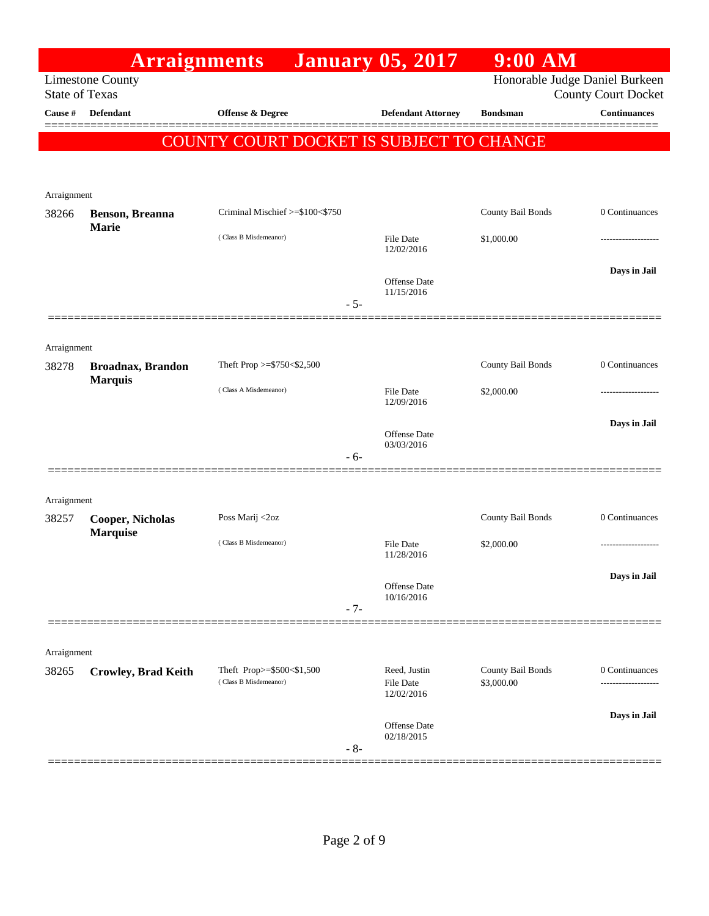# Arraignments January 05, 2017 9:00 AM

Limestone County
State of Texas

Honorable Judge Daniel Burkeen
County Court Docket

**COUNTY COURT DOCKET IS SUBJECT TO CHANGE**

| Cause # | Defendant | Offense & Degree | Defendant Attorney | Bondsman | Continuances |
|---|---|---|---|---|---|
| Arraignment | | | | | |
| 38266 | **Benson, Breanna Marie** | Criminal Mischief >=$100<$750 (Class B Misdemeanor) | File Date 12/02/2016; Offense Date 11/15/2016 | County Bail Bonds $1,000.00 | 0 Continuances; Days in Jail |
| | | - 5- | | | |
| Arraignment | | | | | |
| 38278 | **Broadnax, Brandon Marquis** | Theft Prop >=$750<$2,500 (Class A Misdemeanor) | File Date 12/09/2016; Offense Date 03/03/2016 | County Bail Bonds $2,000.00 | 0 Continuances; Days in Jail |
| | | - 6- | | | |
| Arraignment | | | | | |
| 38257 | **Cooper, Nicholas Marquise** | Poss Marij <2oz (Class B Misdemeanor) | File Date 11/28/2016; Offense Date 10/16/2016 | County Bail Bonds $2,000.00 | 0 Continuances; Days in Jail |
| | | - 7- | | | |
| Arraignment | | | | | |
| 38265 | **Crowley, Brad Keith** | Theft Prop>=$500<$1,500 (Class B Misdemeanor) | Reed, Justin; File Date 12/02/2016; Offense Date 02/18/2015 | County Bail Bonds $3,000.00 | 0 Continuances; Days in Jail |
| | | - 8- | | | |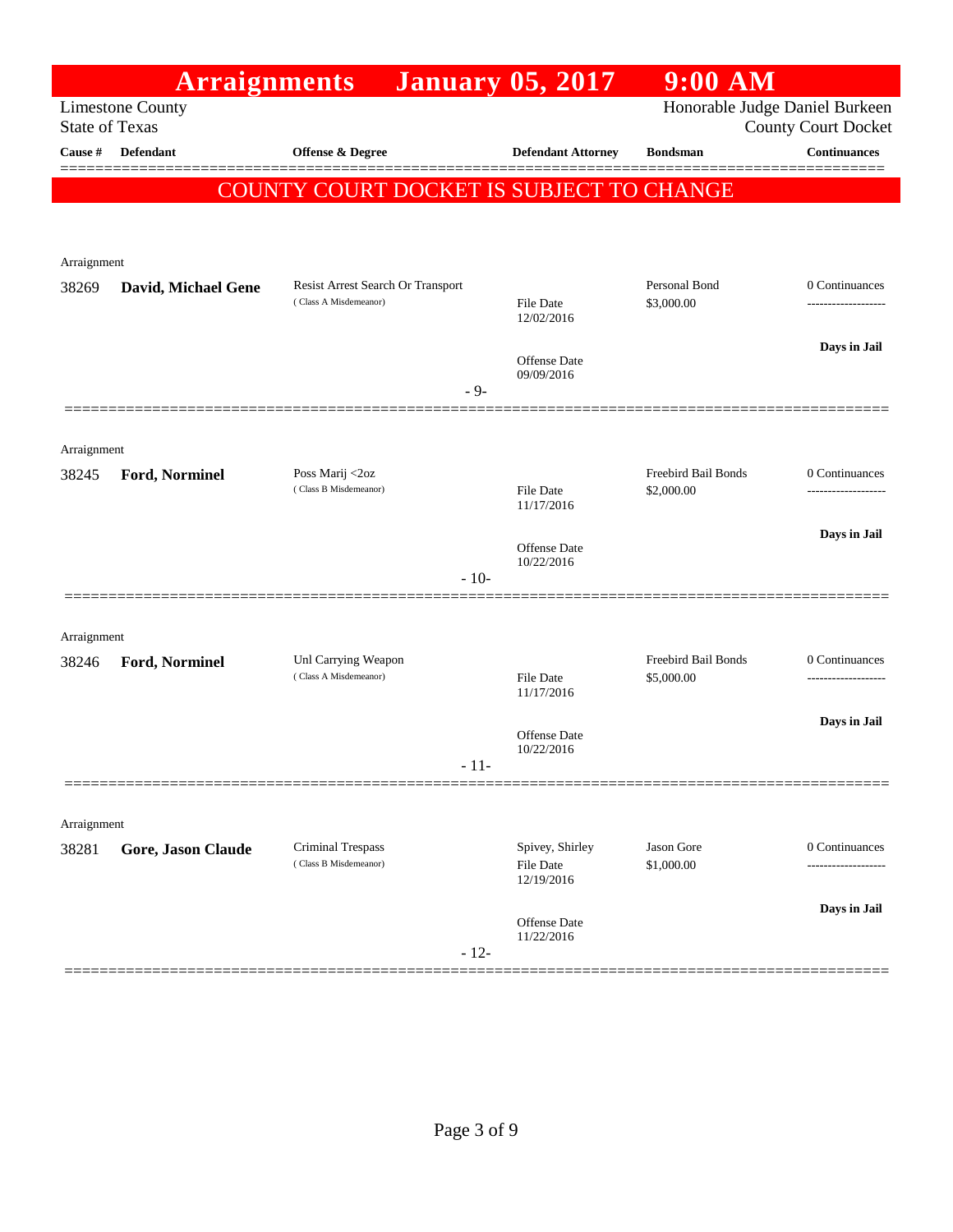# Arraignments January 05, 2017 9:00 AM

Limestone County
State of Texas

Honorable Judge Daniel Burkeen
County Court Docket

| Cause # | Defendant | Offense & Degree | Defendant Attorney | Bondsman | Continuances |
|---|---|---|---|---|---|

**COUNTY COURT DOCKET IS SUBJECT TO CHANGE**

---

Arraignment

| Cause # | Defendant | Offense & Degree | Defendant Attorney | Bondsman | Continuances |
|---|---|---|---|---|---|
| 38269 | **David, Michael Gene** | Resist Arrest Search Or Transport (Class A Misdemeanor) | File Date 12/02/2016<br>Offense Date 09/09/2016 | Personal Bond $3,000.00 | 0 Continuances<br>**Days in Jail** |

- 9-

---

Arraignment

| Cause # | Defendant | Offense & Degree | Defendant Attorney | Bondsman | Continuances |
|---|---|---|---|---|---|
| 38245 | **Ford, Norminel** | Poss Marij <2oz (Class B Misdemeanor) | File Date 11/17/2016<br>Offense Date 10/22/2016 | Freebird Bail Bonds $2,000.00 | 0 Continuances<br>**Days in Jail** |

- 10-

---

Arraignment

| Cause # | Defendant | Offense & Degree | Defendant Attorney | Bondsman | Continuances |
|---|---|---|---|---|---|
| 38246 | **Ford, Norminel** | Unl Carrying Weapon (Class A Misdemeanor) | File Date 11/17/2016<br>Offense Date 10/22/2016 | Freebird Bail Bonds $5,000.00 | 0 Continuances<br>**Days in Jail** |

- 11-

---

Arraignment

| Cause # | Defendant | Offense & Degree | Defendant Attorney | Bondsman | Continuances |
|---|---|---|---|---|---|
| 38281 | **Gore, Jason Claude** | Criminal Trespass (Class B Misdemeanor) | Spivey, Shirley<br>File Date 12/19/2016<br>Offense Date 11/22/2016 | Jason Gore $1,000.00 | 0 Continuances<br>**Days in Jail** |

- 12-

---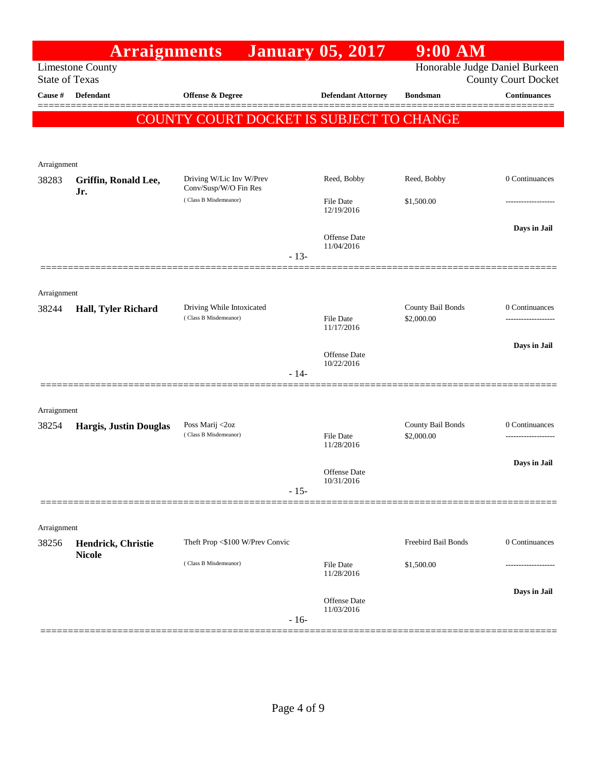# Arraignments January 05, 2017 9:00 AM

Limestone County
State of Texas

Honorable Judge Daniel Burkeen
County Court Docket

**COUNTY COURT DOCKET IS SUBJECT TO CHANGE**

| Cause # | Defendant | Offense & Degree | Defendant Attorney | Bondsman | Continuances |
|---|---|---|---|---|---|
| Arraignment | | | | | |
| 38283 | **Griffin, Ronald Lee, Jr.** | Driving W/Lic Inv W/Prev Conv/Susp/W/O Fin Res (Class B Misdemeanor) | Reed, Bobby<br>File Date 12/19/2016<br>Offense Date 11/04/2016 | Reed, Bobby<br>$1,500.00 | 0 Continuances<br>-------------------<br>**Days in Jail** |
| | | | - 13- | | |
| Arraignment | | | | | |
| 38244 | **Hall, Tyler Richard** | Driving While Intoxicated (Class B Misdemeanor) | File Date 11/17/2016<br>Offense Date 10/22/2016 | County Bail Bonds<br>$2,000.00 | 0 Continuances<br>-------------------<br>**Days in Jail** |
| | | | - 14- | | |
| Arraignment | | | | | |
| 38254 | **Hargis, Justin Douglas** | Poss Marij <2oz (Class B Misdemeanor) | File Date 11/28/2016<br>Offense Date 10/31/2016 | County Bail Bonds<br>$2,000.00 | 0 Continuances<br>-------------------<br>**Days in Jail** |
| | | | - 15- | | |
| Arraignment | | | | | |
| 38256 | **Hendrick, Christie Nicole** | Theft Prop <$100 W/Prev Convic (Class B Misdemeanor) | File Date 11/28/2016<br>Offense Date 11/03/2016 | Freebird Bail Bonds<br>$1,500.00 | 0 Continuances<br>-------------------<br>**Days in Jail** |
| | | | - 16- | | |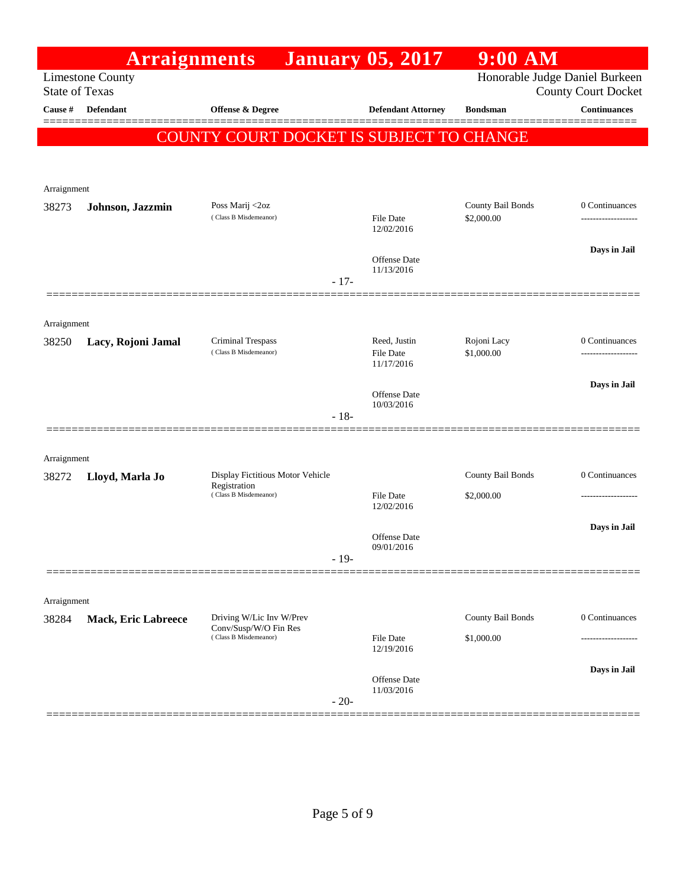# Arraignments January 05, 2017 9:00 AM

Limestone County
State of Texas

Honorable Judge Daniel Burkeen
County Court Docket

| Cause # | Defendant | Offense & Degree | Defendant Attorney | Bondsman | Continuances |
|---|---|---|---|---|---|

**COUNTY COURT DOCKET IS SUBJECT TO CHANGE**

---

Arraignment

| Cause # | Defendant | Offense & Degree | Defendant Attorney | Bondsman | Continuances |
|---|---|---|---|---|---|
| 38273 | **Johnson, Jazzmin** | Poss Marij <2oz (Class B Misdemeanor) | File Date 12/02/2016<br>Offense Date 11/13/2016 | County Bail Bonds<br>$2,000.00 | 0 Continuances<br>-------------------<br>**Days in Jail** |

- 17-

---

Arraignment

| Cause # | Defendant | Offense & Degree | Defendant Attorney | Bondsman | Continuances |
|---|---|---|---|---|---|
| 38250 | **Lacy, Rojoni Jamal** | Criminal Trespass (Class B Misdemeanor) | Reed, Justin<br>File Date 11/17/2016<br>Offense Date 10/03/2016 | Rojoni Lacy<br>$1,000.00 | 0 Continuances<br>-------------------<br>**Days in Jail** |

- 18-

---

Arraignment

| Cause # | Defendant | Offense & Degree | Defendant Attorney | Bondsman | Continuances |
|---|---|---|---|---|---|
| 38272 | **Lloyd, Marla Jo** | Display Fictitious Motor Vehicle Registration (Class B Misdemeanor) | File Date 12/02/2016<br>Offense Date 09/01/2016 | County Bail Bonds<br>$2,000.00 | 0 Continuances<br>-------------------<br>**Days in Jail** |

- 19-

---

Arraignment

| Cause # | Defendant | Offense & Degree | Defendant Attorney | Bondsman | Continuances |
|---|---|---|---|---|---|
| 38284 | **Mack, Eric Labreece** | Driving W/Lic Inv W/Prev Conv/Susp/W/O Fin Res (Class B Misdemeanor) | File Date 12/19/2016<br>Offense Date 11/03/2016 | County Bail Bonds<br>$1,000.00 | 0 Continuances<br>-------------------<br>**Days in Jail** |

- 20-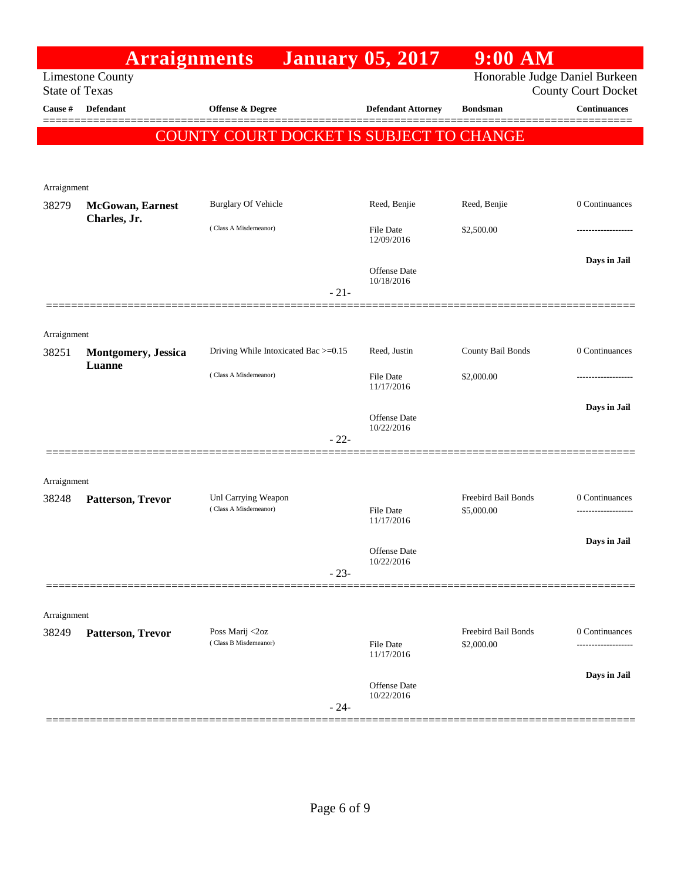# Arraignments January 05, 2017 9:00 AM

Limestone County
State of Texas

Honorable Judge Daniel Burkeen
County Court Docket

**COUNTY COURT DOCKET IS SUBJECT TO CHANGE**

| Cause # | Defendant | Offense & Degree | Defendant Attorney | Bondsman | Continuances |
|---|---|---|---|---|---|
| Arraignment | | | | | |
| 38279 | **McGowan, Earnest Charles, Jr.** | Burglary Of Vehicle (Class A Misdemeanor) | Reed, Benjie<br>File Date 12/09/2016<br>Offense Date 10/18/2016 | Reed, Benjie<br>$2,500.00 | 0 Continuances<br>-------------------<br>**Days in Jail** |
| | | - 21- | | | |
| Arraignment | | | | | |
| 38251 | **Montgomery, Jessica Luanne** | Driving While Intoxicated Bac >=0.15 (Class A Misdemeanor) | Reed, Justin<br>File Date 11/17/2016<br>Offense Date 10/22/2016 | County Bail Bonds<br>$2,000.00 | 0 Continuances<br>-------------------<br>**Days in Jail** |
| | | - 22- | | | |
| Arraignment | | | | | |
| 38248 | **Patterson, Trevor** | Unl Carrying Weapon (Class A Misdemeanor) | File Date 11/17/2016<br>Offense Date 10/22/2016 | Freebird Bail Bonds<br>$5,000.00 | 0 Continuances<br>-------------------<br>**Days in Jail** |
| | | - 23- | | | |
| Arraignment | | | | | |
| 38249 | **Patterson, Trevor** | Poss Marij <2oz (Class B Misdemeanor) | File Date 11/17/2016<br>Offense Date 10/22/2016 | Freebird Bail Bonds<br>$2,000.00 | 0 Continuances<br>-------------------<br>**Days in Jail** |
| | | - 24- | | | |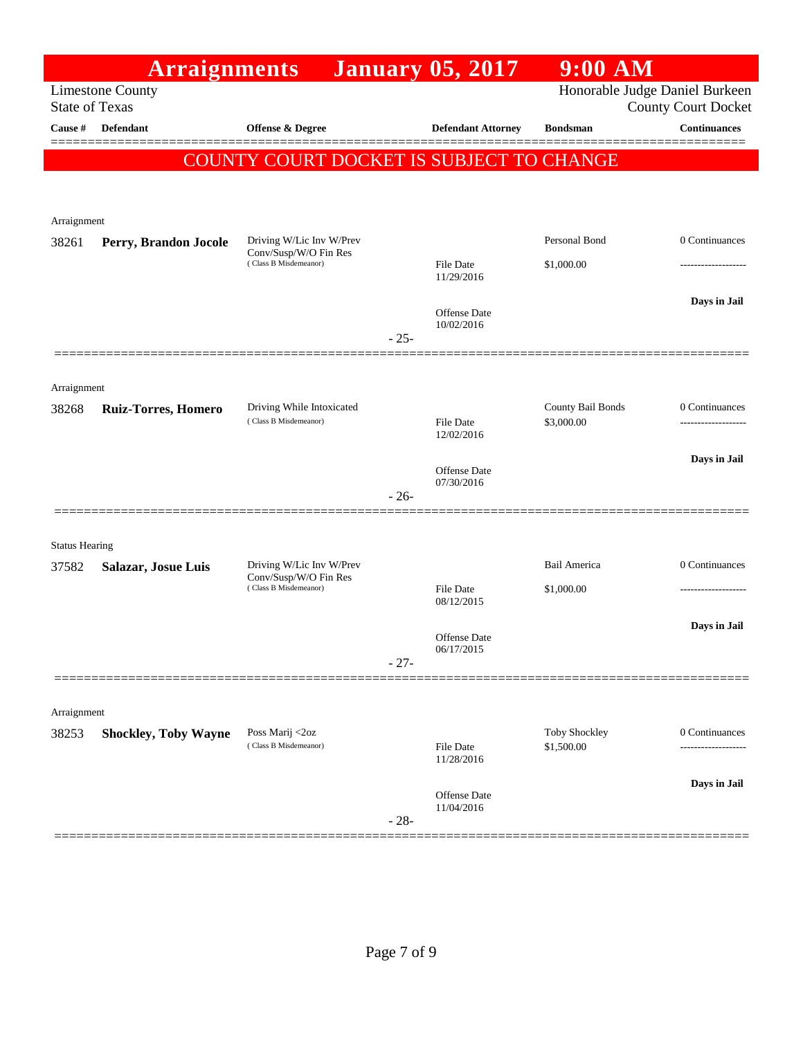# Arraignments January 05, 2017 9:00 AM

Limestone County
State of Texas

Honorable Judge Daniel Burkeen
County Court Docket

| Cause # | Defendant | Offense & Degree | Defendant Attorney | Bondsman | Continuances |
|---|---|---|---|---|---|

**COUNTY COURT DOCKET IS SUBJECT TO CHANGE**

---

Arraignment

| Cause # | Defendant | Offense & Degree | Defendant Attorney | Bondsman | Continuances |
|---|---|---|---|---|---|
| 38261 | **Perry, Brandon Jocole** | Driving W/Lic Inv W/Prev Conv/Susp/W/O Fin Res (Class B Misdemeanor) | File Date 11/29/2016<br>Offense Date 10/02/2016 | Personal Bond<br>$1,000.00 | 0 Continuances<br>-------------------<br>**Days in Jail** |

- 25-

---

Arraignment

| Cause # | Defendant | Offense & Degree | Defendant Attorney | Bondsman | Continuances |
|---|---|---|---|---|---|
| 38268 | **Ruiz-Torres, Homero** | Driving While Intoxicated (Class B Misdemeanor) | File Date 12/02/2016<br>Offense Date 07/30/2016 | County Bail Bonds<br>$3,000.00 | 0 Continuances<br>-------------------<br>**Days in Jail** |

- 26-

---

Status Hearing

| Cause # | Defendant | Offense & Degree | Defendant Attorney | Bondsman | Continuances |
|---|---|---|---|---|---|
| 37582 | **Salazar, Josue Luis** | Driving W/Lic Inv W/Prev Conv/Susp/W/O Fin Res (Class B Misdemeanor) | File Date 08/12/2015<br>Offense Date 06/17/2015 | Bail America<br>$1,000.00 | 0 Continuances<br>-------------------<br>**Days in Jail** |

- 27-

---

Arraignment

| Cause # | Defendant | Offense & Degree | Defendant Attorney | Bondsman | Continuances |
|---|---|---|---|---|---|
| 38253 | **Shockley, Toby Wayne** | Poss Marij <2oz (Class B Misdemeanor) | File Date 11/28/2016<br>Offense Date 11/04/2016 | Toby Shockley<br>$1,500.00 | 0 Continuances<br>-------------------<br>**Days in Jail** |

- 28-

---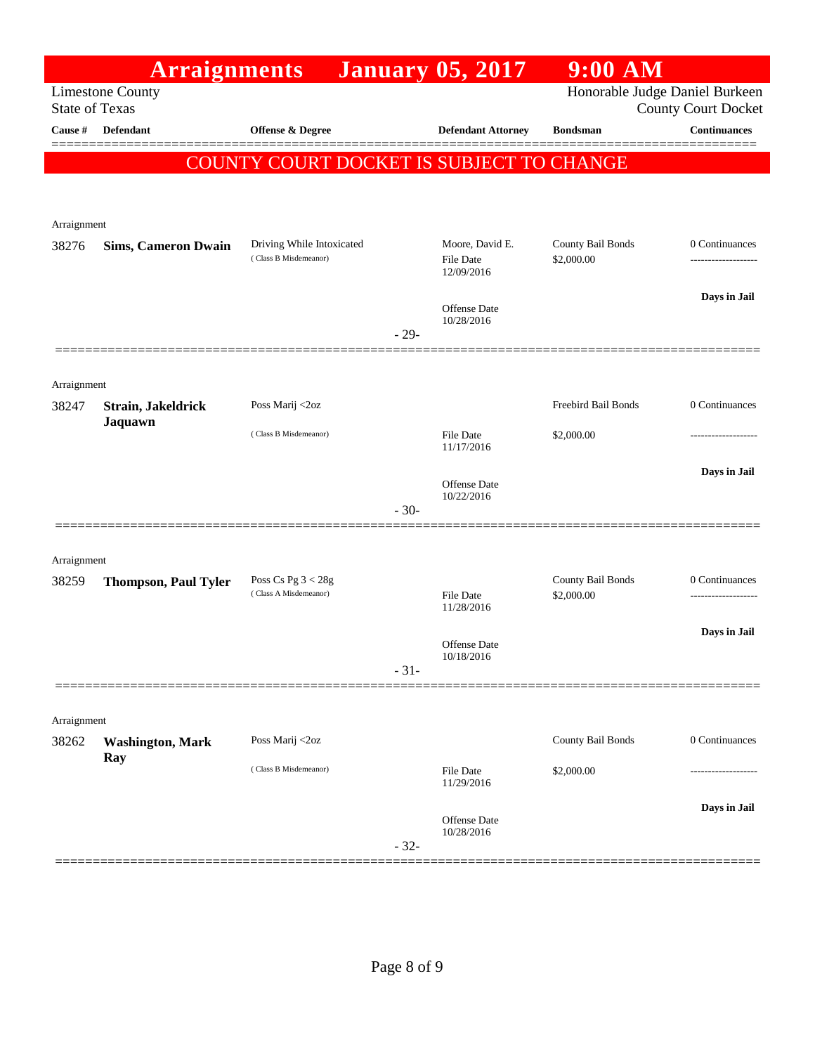# Arraignments January 05, 2017 9:00 AM

Limestone County
State of Texas

Honorable Judge Daniel Burkeen
County Court Docket

| Cause # | Defendant | Offense & Degree | Defendant Attorney | Bondsman | Continuances |
|---|---|---|---|---|---|

**COUNTY COURT DOCKET IS SUBJECT TO CHANGE**

Arraignment

| Cause # | Defendant | Offense & Degree | Defendant Attorney | Bondsman | Continuances |
|---|---|---|---|---|---|
| 38276 | **Sims, Cameron Dwain** | Driving While Intoxicated (Class B Misdemeanor) | Moore, David E.<br>File Date 12/09/2016<br>Offense Date 10/28/2016 | County Bail Bonds<br>$2,000.00 | 0 Continuances<br>-------------------<br>**Days in Jail** |

- 29-

Arraignment

| Cause # | Defendant | Offense & Degree | Defendant Attorney | Bondsman | Continuances |
|---|---|---|---|---|---|
| 38247 | **Strain, Jakeldrick Jaquawn** | Poss Marij <2oz (Class B Misdemeanor) | File Date 11/17/2016<br>Offense Date 10/22/2016 | Freebird Bail Bonds<br>$2,000.00 | 0 Continuances<br>-------------------<br>**Days in Jail** |

- 30-

Arraignment

| Cause # | Defendant | Offense & Degree | Defendant Attorney | Bondsman | Continuances |
|---|---|---|---|---|---|
| 38259 | **Thompson, Paul Tyler** | Poss Cs Pg 3 < 28g (Class A Misdemeanor) | File Date 11/28/2016<br>Offense Date 10/18/2016 | County Bail Bonds<br>$2,000.00 | 0 Continuances<br>-------------------<br>**Days in Jail** |

- 31-

Arraignment

| Cause # | Defendant | Offense & Degree | Defendant Attorney | Bondsman | Continuances |
|---|---|---|---|---|---|
| 38262 | **Washington, Mark Ray** | Poss Marij <2oz (Class B Misdemeanor) | File Date 11/29/2016<br>Offense Date 10/28/2016 | County Bail Bonds<br>$2,000.00 | 0 Continuances<br>-------------------<br>**Days in Jail** |

- 32-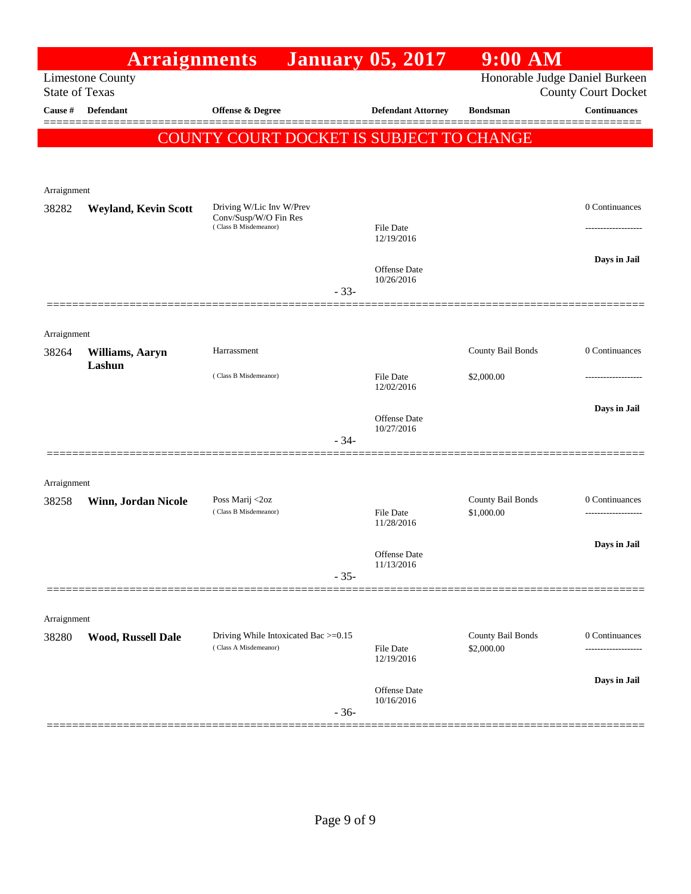# Arraignments January 05, 2017 9:00 AM

Limestone County
State of Texas

Honorable Judge Daniel Burkeen
County Court Docket

| Cause # | Defendant | Offense & Degree | Defendant Attorney | Bondsman | Continuances |
|---|---|---|---|---|---|

**COUNTY COURT DOCKET IS SUBJECT TO CHANGE**

Arraignment

| Cause # | Defendant | Offense & Degree | Defendant Attorney | Bondsman | Continuances |
|---|---|---|---|---|---|
| 38282 | **Weyland, Kevin Scott** | Driving W/Lic Inv W/Prev Conv/Susp/W/O Fin Res (Class B Misdemeanor) | File Date 12/19/2016<br>Offense Date 10/26/2016 | | 0 Continuances<br>-------------------<br>**Days in Jail** |

- 33-

Arraignment

| Cause # | Defendant | Offense & Degree | Defendant Attorney | Bondsman | Continuances |
|---|---|---|---|---|---|
| 38264 | **Williams, Aaryn Lashun** | Harrassment (Class B Misdemeanor) | File Date 12/02/2016<br>Offense Date 10/27/2016 | County Bail Bonds<br>$2,000.00 | 0 Continuances<br>-------------------<br>**Days in Jail** |

- 34-

Arraignment

| Cause # | Defendant | Offense & Degree | Defendant Attorney | Bondsman | Continuances |
|---|---|---|---|---|---|
| 38258 | **Winn, Jordan Nicole** | Poss Marij <2oz (Class B Misdemeanor) | File Date 11/28/2016<br>Offense Date 11/13/2016 | County Bail Bonds<br>$1,000.00 | 0 Continuances<br>-------------------<br>**Days in Jail** |

- 35-

Arraignment

| Cause # | Defendant | Offense & Degree | Defendant Attorney | Bondsman | Continuances |
|---|---|---|---|---|---|
| 38280 | **Wood, Russell Dale** | Driving While Intoxicated Bac >=0.15 (Class A Misdemeanor) | File Date 12/19/2016<br>Offense Date 10/16/2016 | County Bail Bonds<br>$2,000.00 | 0 Continuances<br>-------------------<br>**Days in Jail** |

- 36-